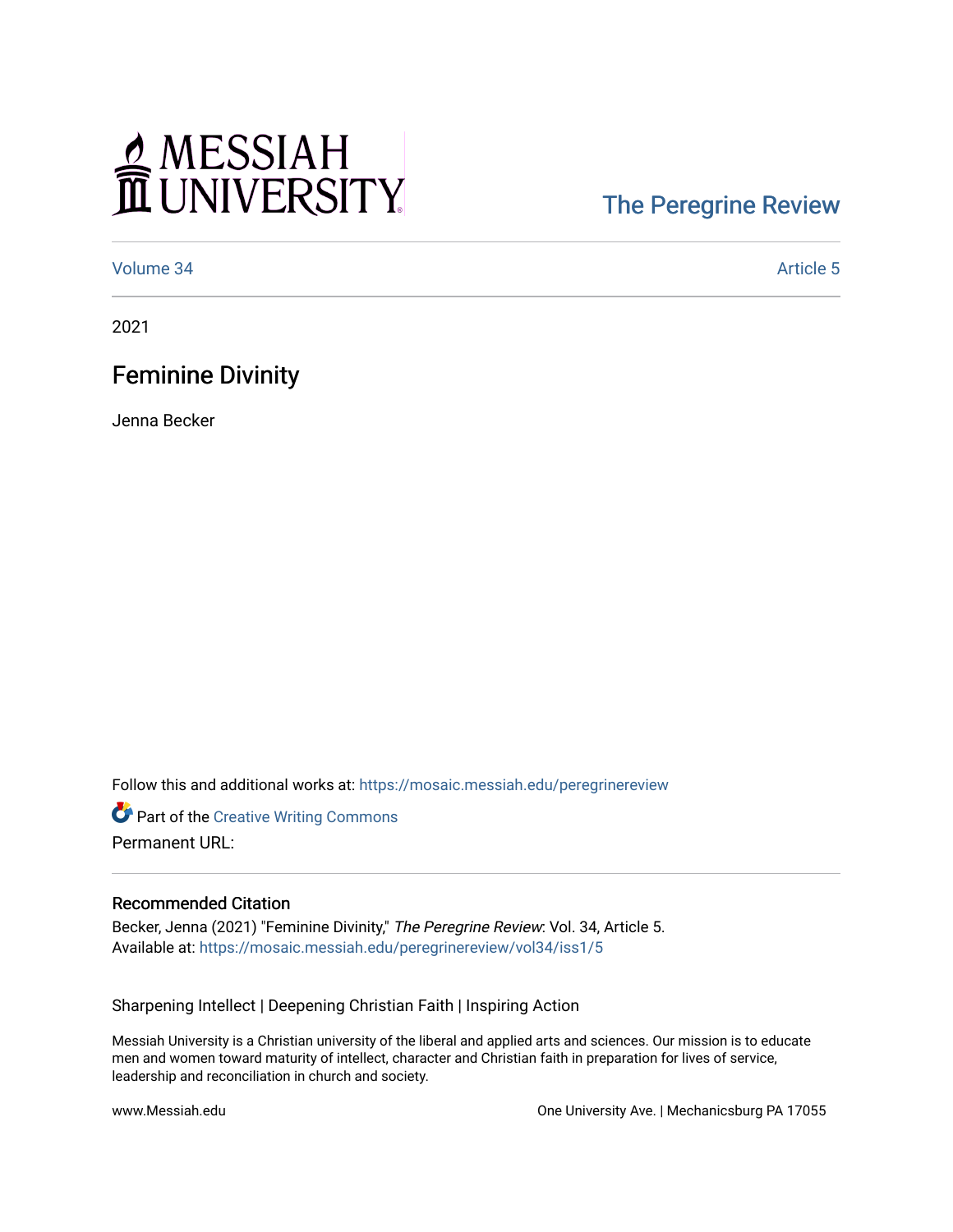MESSIAH UNIVERSITY

The Peregrine Review

Volume 34 | Article 5

2021

# Feminine Divinity

Jenna Becker

Follow this and additional works at: https://mosaic.messiah.edu/peregrinereview

Part of the Creative Writing Commons

Permanent URL:

## Recommended Citation

Becker, Jenna (2021) "Feminine Divinity," *The Peregrine Review*: Vol. 34, Article 5.
Available at: https://mosaic.messiah.edu/peregrinereview/vol34/iss1/5

Sharpening Intellect | Deepening Christian Faith | Inspiring Action

Messiah University is a Christian university of the liberal and applied arts and sciences. Our mission is to educate men and women toward maturity of intellect, character and Christian faith in preparation for lives of service, leadership and reconciliation in church and society.

www.Messiah.edu

One University Ave. | Mechanicsburg PA 17055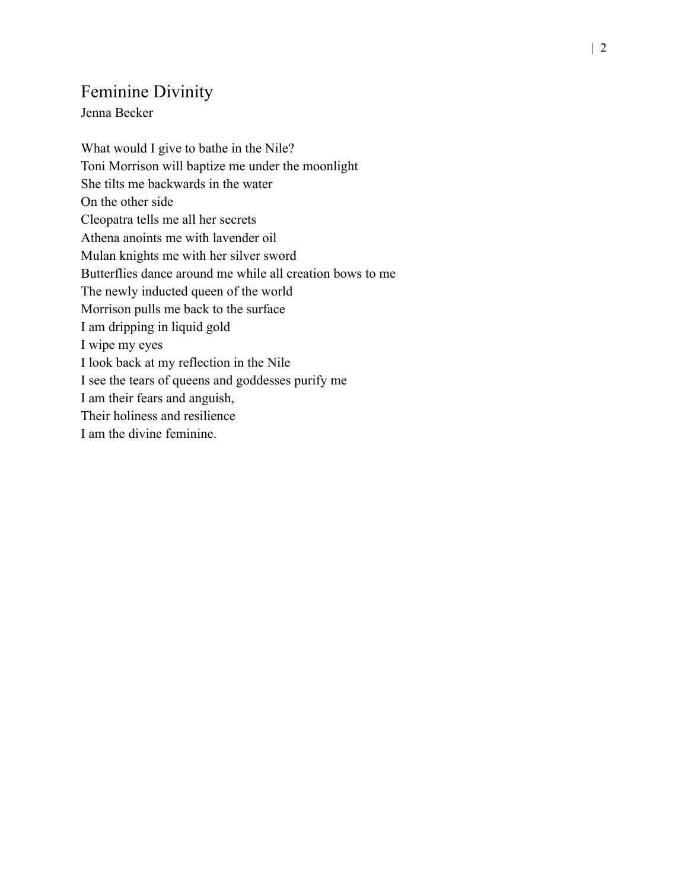# Feminine Divinity

Jenna Becker

What would I give to bathe in the Nile?
Toni Morrison will baptize me under the moonlight
She tilts me backwards in the water
On the other side
Cleopatra tells me all her secrets
Athena anoints me with lavender oil
Mulan knights me with her silver sword
Butterflies dance around me while all creation bows to me
The newly inducted queen of the world
Morrison pulls me back to the surface
I am dripping in liquid gold
I wipe my eyes
I look back at my reflection in the Nile
I see the tears of queens and goddesses purify me
I am their fears and anguish,
Their holiness and resilience
I am the divine feminine.